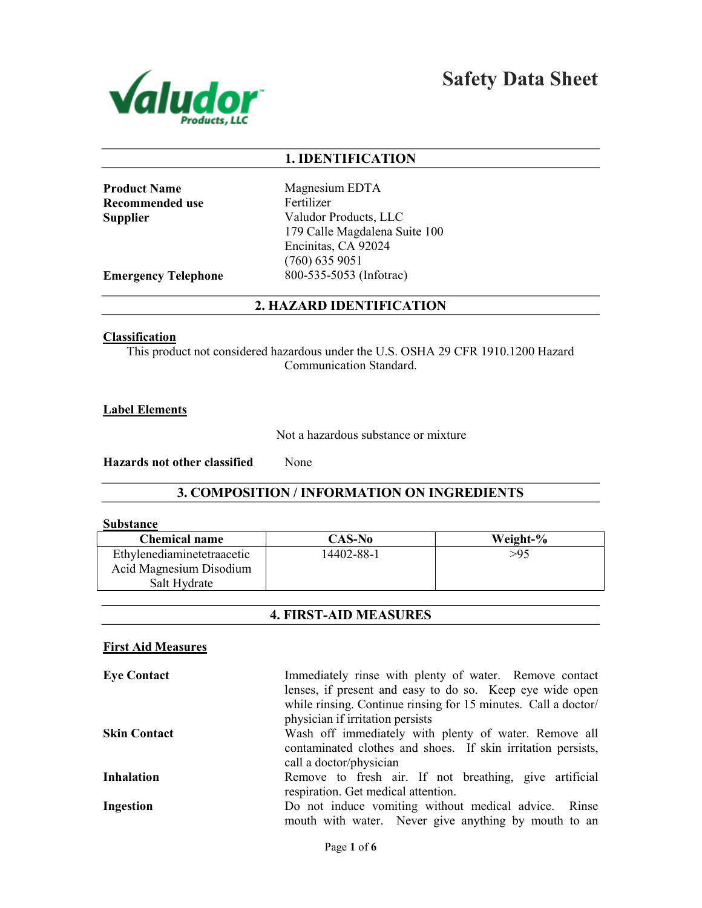# Safety Data Sheet

## 1. IDENTIFICATION

**Product Name** Magnesium EDTA
**Recommended use** Fertilizer
**Supplier** Valudor Products, LLC
179 Calle Magdalena Suite 100
Encinitas, CA 92024
(760) 635 9051
**Emergency Telephone** 800-535-5053 (Infotrac)

## 2. HAZARD IDENTIFICATION

**Classification**

This product not considered hazardous under the U.S. OSHA 29 CFR 1910.1200 Hazard Communication Standard.

**Label Elements**

Not a hazardous substance or mixture

**Hazards not other classified** None

## 3. COMPOSITION / INFORMATION ON INGREDIENTS

**Substance**

| Chemical name | CAS-No | Weight-% |
| --- | --- | --- |
| Ethylenediaminetetraacetic Acid Magnesium Disodium Salt Hydrate | 14402-88-1 | >95 |

## 4. FIRST-AID MEASURES

**First Aid Measures**

**Eye Contact** Immediately rinse with plenty of water. Remove contact lenses, if present and easy to do so. Keep eye wide open while rinsing. Continue rinsing for 15 minutes. Call a doctor/ physician if irritation persists

**Skin Contact** Wash off immediately with plenty of water. Remove all contaminated clothes and shoes. If skin irritation persists, call a doctor/physician

**Inhalation** Remove to fresh air. If not breathing, give artificial respiration. Get medical attention.

**Ingestion** Do not induce vomiting without medical advice. Rinse mouth with water. Never give anything by mouth to an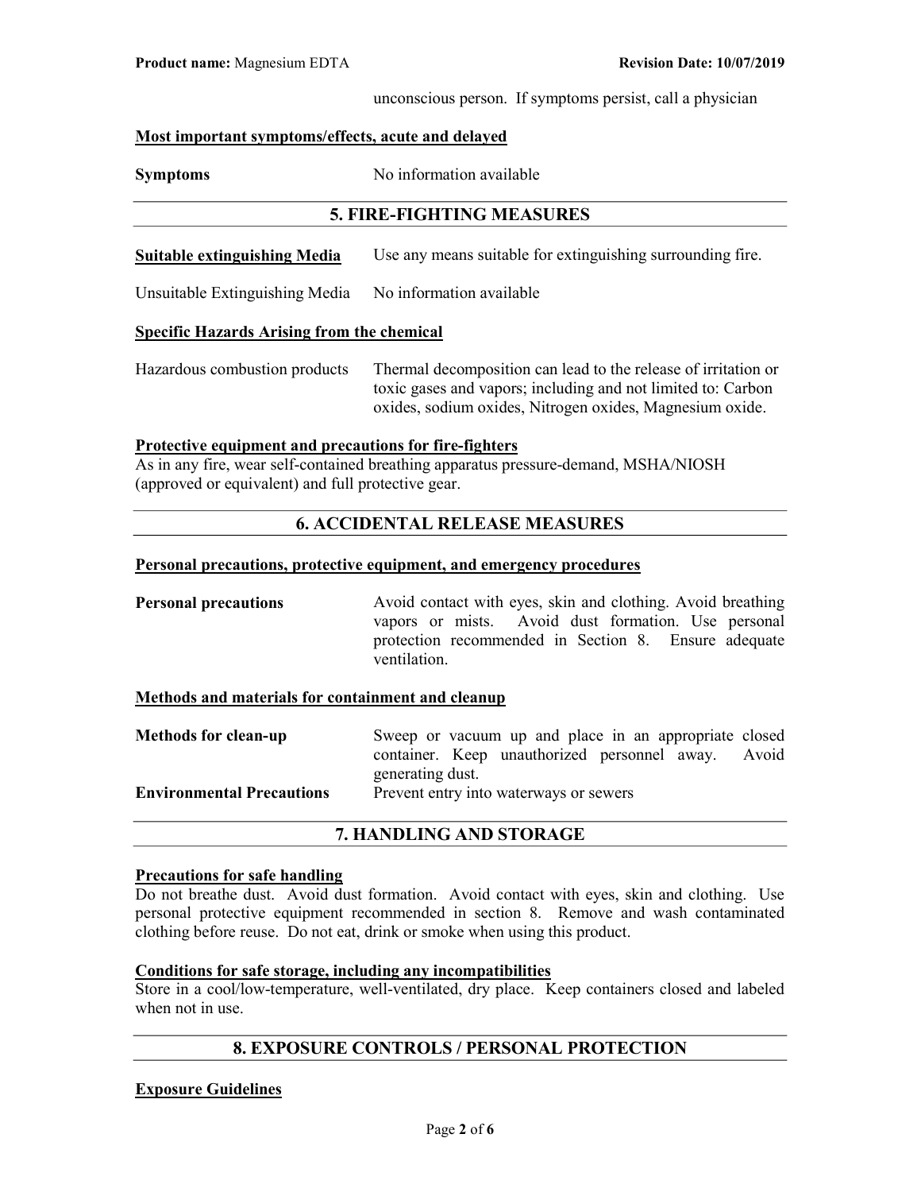unconscious person. If symptoms persist, call a physician

**Most important symptoms/effects, acute and delayed**

**Symptoms** No information available

## 5. FIRE-FIGHTING MEASURES

**Suitable extinguishing Media** Use any means suitable for extinguishing surrounding fire.

Unsuitable Extinguishing Media No information available

**Specific Hazards Arising from the chemical**

Hazardous combustion products Thermal decomposition can lead to the release of irritation or toxic gases and vapors; including and not limited to: Carbon oxides, sodium oxides, Nitrogen oxides, Magnesium oxide.

**Protective equipment and precautions for fire-fighters**

As in any fire, wear self-contained breathing apparatus pressure-demand, MSHA/NIOSH (approved or equivalent) and full protective gear.

## 6. ACCIDENTAL RELEASE MEASURES

**Personal precautions, protective equipment, and emergency procedures**

**Personal precautions** Avoid contact with eyes, skin and clothing. Avoid breathing vapors or mists. Avoid dust formation. Use personal protection recommended in Section 8. Ensure adequate ventilation.

**Methods and materials for containment and cleanup**

**Methods for clean-up** Sweep or vacuum up and place in an appropriate closed container. Keep unauthorized personnel away. Avoid generating dust.

**Environmental Precautions** Prevent entry into waterways or sewers

## 7. HANDLING AND STORAGE

**Precautions for safe handling**

Do not breathe dust. Avoid dust formation. Avoid contact with eyes, skin and clothing. Use personal protective equipment recommended in section 8. Remove and wash contaminated clothing before reuse. Do not eat, drink or smoke when using this product.

**Conditions for safe storage, including any incompatibilities**

Store in a cool/low-temperature, well-ventilated, dry place. Keep containers closed and labeled when not in use.

## 8. EXPOSURE CONTROLS / PERSONAL PROTECTION

**Exposure Guidelines**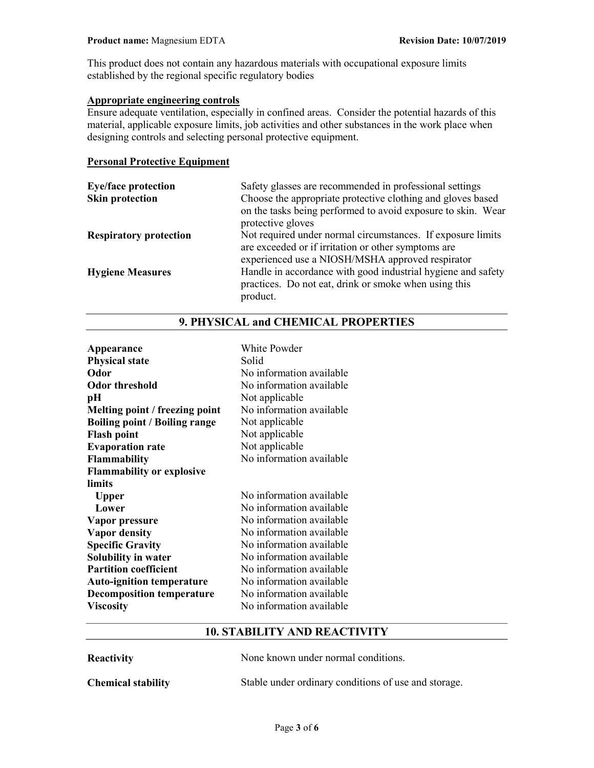This product does not contain any hazardous materials with occupational exposure limits established by the regional specific regulatory bodies

### Appropriate engineering controls

Ensure adequate ventilation, especially in confined areas. Consider the potential hazards of this material, applicable exposure limits, job activities and other substances in the work place when designing controls and selecting personal protective equipment.

### Personal Protective Equipment

| | |
|---|---|
| **Eye/face protection** | Safety glasses are recommended in professional settings |
| **Skin protection** | Choose the appropriate protective clothing and gloves based on the tasks being performed to avoid exposure to skin. Wear protective gloves |
| **Respiratory protection** | Not required under normal circumstances. If exposure limits are exceeded or if irritation or other symptoms are experienced use a NIOSH/MSHA approved respirator |
| **Hygiene Measures** | Handle in accordance with good industrial hygiene and safety practices. Do not eat, drink or smoke when using this product. |

## 9. PHYSICAL and CHEMICAL PROPERTIES

| | |
|---|---|
| **Appearance** | White Powder |
| **Physical state** | Solid |
| **Odor** | No information available |
| **Odor threshold** | No information available |
| **pH** | Not applicable |
| **Melting point / freezing point** | No information available |
| **Boiling point / Boiling range** | Not applicable |
| **Flash point** | Not applicable |
| **Evaporation rate** | Not applicable |
| **Flammability** | No information available |
| **Flammability or explosive limits** | |
| **Upper** | No information available |
| **Lower** | No information available |
| **Vapor pressure** | No information available |
| **Vapor density** | No information available |
| **Specific Gravity** | No information available |
| **Solubility in water** | No information available |
| **Partition coefficient** | No information available |
| **Auto-ignition temperature** | No information available |
| **Decomposition temperature** | No information available |
| **Viscosity** | No information available |

## 10. STABILITY AND REACTIVITY

| | |
|---|---|
| **Reactivity** | None known under normal conditions. |
| **Chemical stability** | Stable under ordinary conditions of use and storage. |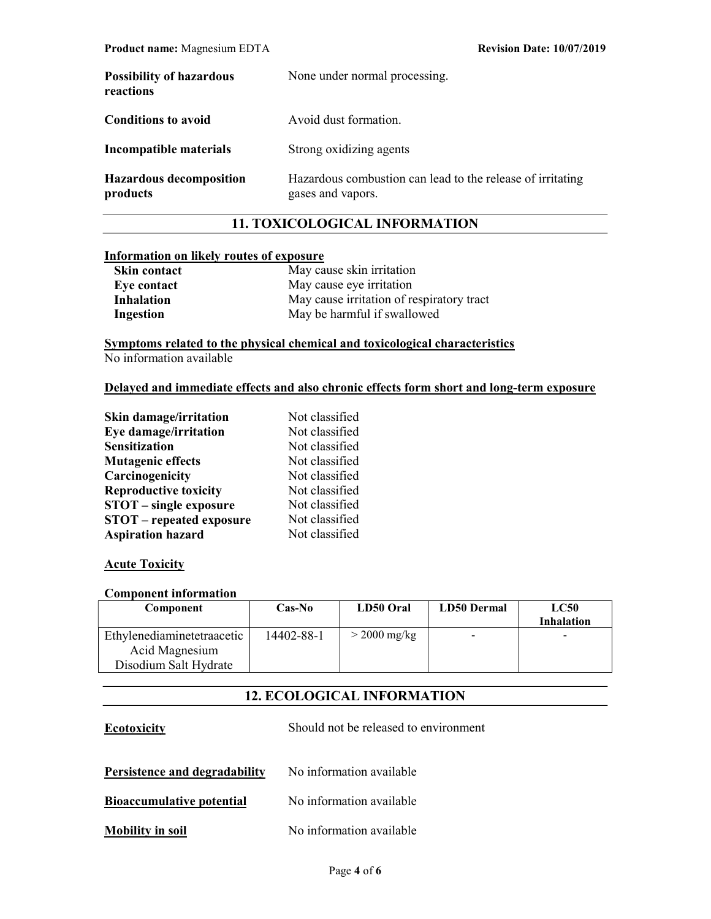| | |
|---|---|
| **Possibility of hazardous reactions** | None under normal processing. |
| **Conditions to avoid** | Avoid dust formation. |
| **Incompatible materials** | Strong oxidizing agents |
| **Hazardous decomposition products** | Hazardous combustion can lead to the release of irritating gases and vapors. |

## 11. TOXICOLOGICAL INFORMATION

**Information on likely routes of exposure**

| | |
|---|---|
| **Skin contact** | May cause skin irritation |
| **Eye contact** | May cause eye irritation |
| **Inhalation** | May cause irritation of respiratory tract |
| **Ingestion** | May be harmful if swallowed |

**Symptoms related to the physical chemical and toxicological characteristics**

No information available

**Delayed and immediate effects and also chronic effects form short and long-term exposure**

| | |
|---|---|
| **Skin damage/irritation** | Not classified |
| **Eye damage/irritation** | Not classified |
| **Sensitization** | Not classified |
| **Mutagenic effects** | Not classified |
| **Carcinogenicity** | Not classified |
| **Reproductive toxicity** | Not classified |
| **STOT – single exposure** | Not classified |
| **STOT – repeated exposure** | Not classified |
| **Aspiration hazard** | Not classified |

**Acute Toxicity**

**Component information**

| Component | Cas-No | LD50 Oral | LD50 Dermal | LC50 Inhalation |
|---|---|---|---|---|
| Ethylenediaminetetraacetic Acid Magnesium Disodium Salt Hydrate | 14402-88-1 | > 2000 mg/kg | - | - |

## 12. ECOLOGICAL INFORMATION

| | |
|---|---|
| **Ecotoxicity** | Should not be released to environment |
| **Persistence and degradability** | No information available |
| **Bioaccumulative potential** | No information available |
| **Mobility in soil** | No information available |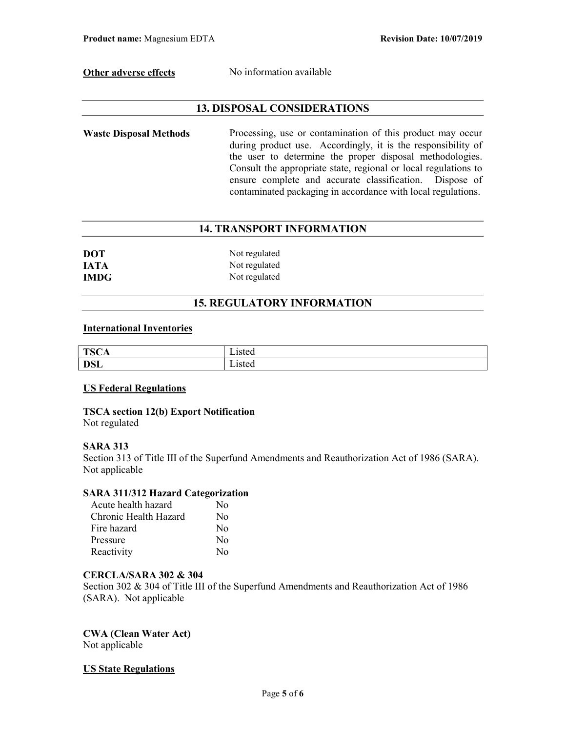**Other adverse effects** No information available

## 13. DISPOSAL CONSIDERATIONS

**Waste Disposal Methods** Processing, use or contamination of this product may occur during product use. Accordingly, it is the responsibility of the user to determine the proper disposal methodologies. Consult the appropriate state, regional or local regulations to ensure complete and accurate classification. Dispose of contaminated packaging in accordance with local regulations.

## 14. TRANSPORT INFORMATION

**DOT** Not regulated
**IATA** Not regulated
**IMDG** Not regulated

## 15. REGULATORY INFORMATION

### International Inventories

| | |
|---|---|
| **TSCA** | Listed |
| **DSL** | Listed |

### US Federal Regulations

**TSCA section 12(b) Export Notification**
Not regulated

**SARA 313**
Section 313 of Title III of the Superfund Amendments and Reauthorization Act of 1986 (SARA). Not applicable

**SARA 311/312 Hazard Categorization**

| | |
|---|---|
| Acute health hazard | No |
| Chronic Health Hazard | No |
| Fire hazard | No |
| Pressure | No |
| Reactivity | No |

**CERCLA/SARA 302 & 304**
Section 302 & 304 of Title III of the Superfund Amendments and Reauthorization Act of 1986 (SARA). Not applicable

**CWA (Clean Water Act)**
Not applicable

### US State Regulations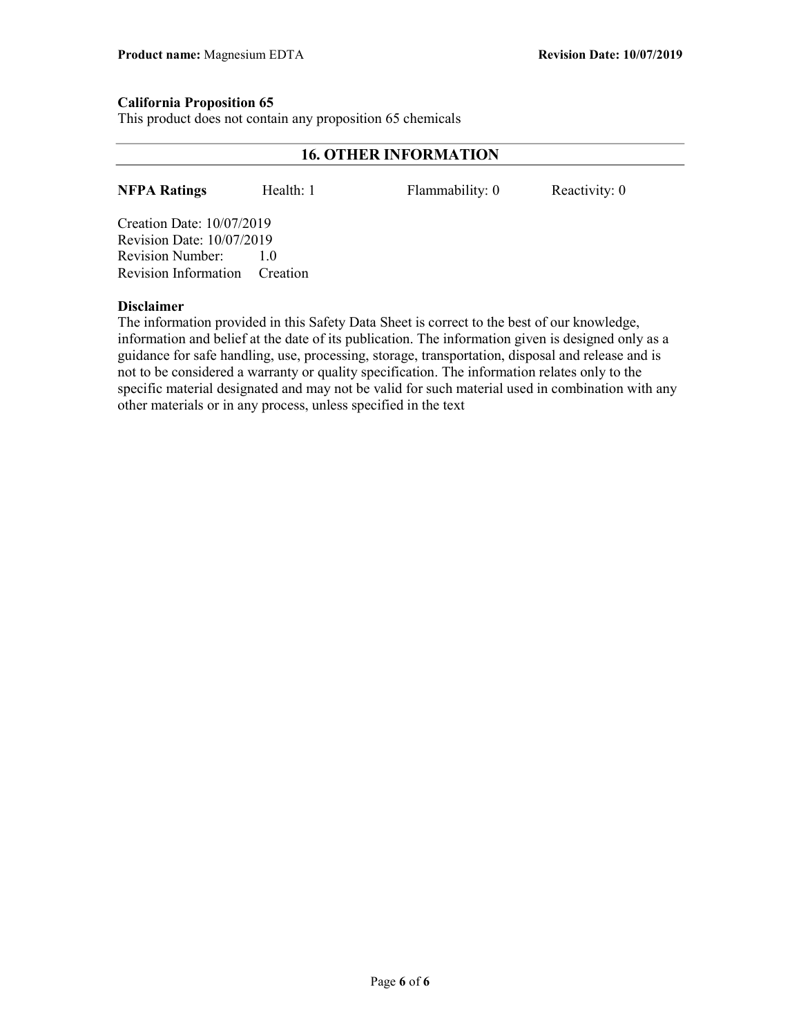**California Proposition 65**

This product does not contain any proposition 65 chemicals

## 16. OTHER INFORMATION

| | | | |
|---|---|---|---|
| **NFPA Ratings** | Health: 1 | Flammability: 0 | Reactivity: 0 |

Creation Date: 10/07/2019
Revision Date: 10/07/2019
Revision Number: 1.0
Revision Information Creation

**Disclaimer**

The information provided in this Safety Data Sheet is correct to the best of our knowledge, information and belief at the date of its publication. The information given is designed only as a guidance for safe handling, use, processing, storage, transportation, disposal and release and is not to be considered a warranty or quality specification. The information relates only to the specific material designated and may not be valid for such material used in combination with any other materials or in any process, unless specified in the text